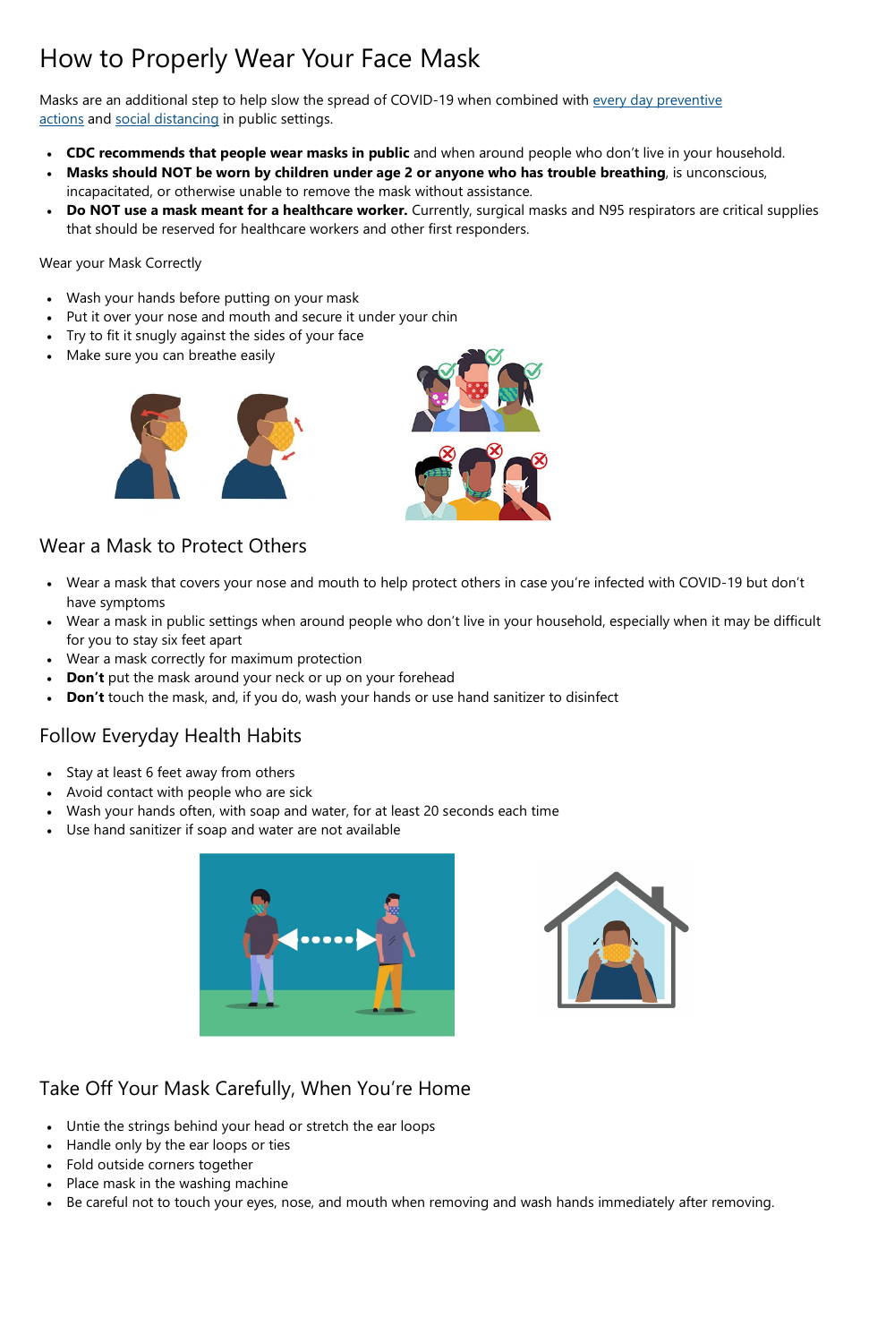# How to Properly Wear Your Face Mask

Masks are an additional step to help slow the spread of COVID-19 when combined with [every day preventive actions] and [social distancing] in public settings.

- **CDC recommends that people wear masks in public** and when around people who don't live in your household.
- **Masks should NOT be worn by children under age 2 or anyone who has trouble breathing**, is unconscious, incapacitated, or otherwise unable to remove the mask without assistance.
- **Do NOT use a mask meant for a healthcare worker.** Currently, surgical masks and N95 respirators are critical supplies that should be reserved for healthcare workers and other first responders.

Wear your Mask Correctly

- Wash your hands before putting on your mask
- Put it over your nose and mouth and secure it under your chin
- Try to fit it snugly against the sides of your face
- Make sure you can breathe easily

## Wear a Mask to Protect Others

- Wear a mask that covers your nose and mouth to help protect others in case you're infected with COVID-19 but don't have symptoms
- Wear a mask in public settings when around people who don't live in your household, especially when it may be difficult for you to stay six feet apart
- Wear a mask correctly for maximum protection
- **Don't** put the mask around your neck or up on your forehead
- **Don't** touch the mask, and, if you do, wash your hands or use hand sanitizer to disinfect

## Follow Everyday Health Habits

- Stay at least 6 feet away from others
- Avoid contact with people who are sick
- Wash your hands often, with soap and water, for at least 20 seconds each time
- Use hand sanitizer if soap and water are not available

## Take Off Your Mask Carefully, When You're Home

- Untie the strings behind your head or stretch the ear loops
- Handle only by the ear loops or ties
- Fold outside corners together
- Place mask in the washing machine
- Be careful not to touch your eyes, nose, and mouth when removing and wash hands immediately after removing.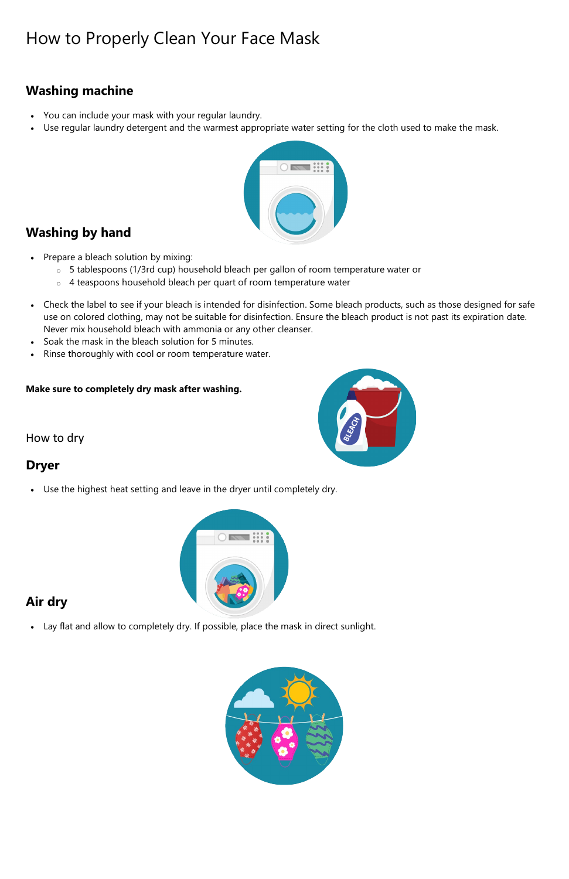# How to Properly Clean Your Face Mask

## Washing machine

- You can include your mask with your regular laundry.
- Use regular laundry detergent and the warmest appropriate water setting for the cloth used to make the mask.

## Washing by hand

- Prepare a bleach solution by mixing:
  - 5 tablespoons (1/3rd cup) household bleach per gallon of room temperature water or
  - 4 teaspoons household bleach per quart of room temperature water
- Check the label to see if your bleach is intended for disinfection. Some bleach products, such as those designed for safe use on colored clothing, may not be suitable for disinfection. Ensure the bleach product is not past its expiration date. Never mix household bleach with ammonia or any other cleanser.
- Soak the mask in the bleach solution for 5 minutes.
- Rinse thoroughly with cool or room temperature water.

**Make sure to completely dry mask after washing.**

How to dry

## Dryer

- Use the highest heat setting and leave in the dryer until completely dry.

## Air dry

- Lay flat and allow to completely dry. If possible, place the mask in direct sunlight.